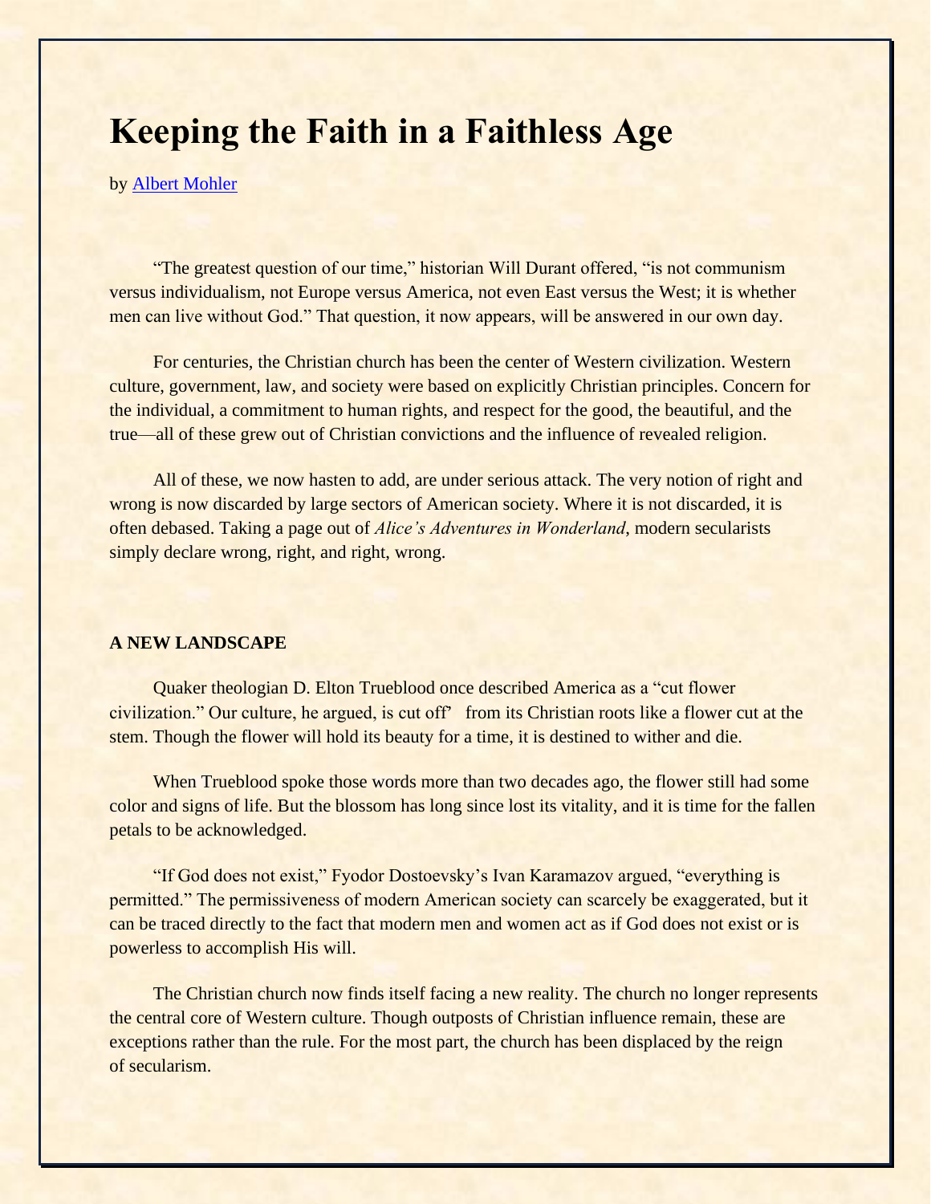# Keeping the Faith in a Faithless Age

by [Albert Mohler]

"The greatest question of our time," historian Will Durant offered, "is not communism versus individualism, not Europe versus America, not even East versus the West; it is whether men can live without God." That question, it now appears, will be answered in our own day.

For centuries, the Christian church has been the center of Western civilization. Western culture, government, law, and society were based on explicitly Christian principles. Concern for the individual, a commitment to human rights, and respect for the good, the beautiful, and the true—all of these grew out of Christian convictions and the influence of revealed religion.

All of these, we now hasten to add, are under serious attack. The very notion of right and wrong is now discarded by large sectors of American society. Where it is not discarded, it is often debased. Taking a page out of *Alice's Adventures in Wonderland*, modern secularists simply declare wrong, right, and right, wrong.

**A NEW LANDSCAPE**

Quaker theologian D. Elton Trueblood once described America as a "cut flower civilization." Our culture, he argued, is cut off' from its Christian roots like a flower cut at the stem. Though the flower will hold its beauty for a time, it is destined to wither and die.

When Trueblood spoke those words more than two decades ago, the flower still had some color and signs of life. But the blossom has long since lost its vitality, and it is time for the fallen petals to be acknowledged.

"If God does not exist," Fyodor Dostoevsky's Ivan Karamazov argued, "everything is permitted." The permissiveness of modern American society can scarcely be exaggerated, but it can be traced directly to the fact that modern men and women act as if God does not exist or is powerless to accomplish His will.

The Christian church now finds itself facing a new reality. The church no longer represents the central core of Western culture. Though outposts of Christian influence remain, these are exceptions rather than the rule. For the most part, the church has been displaced by the reign of secularism.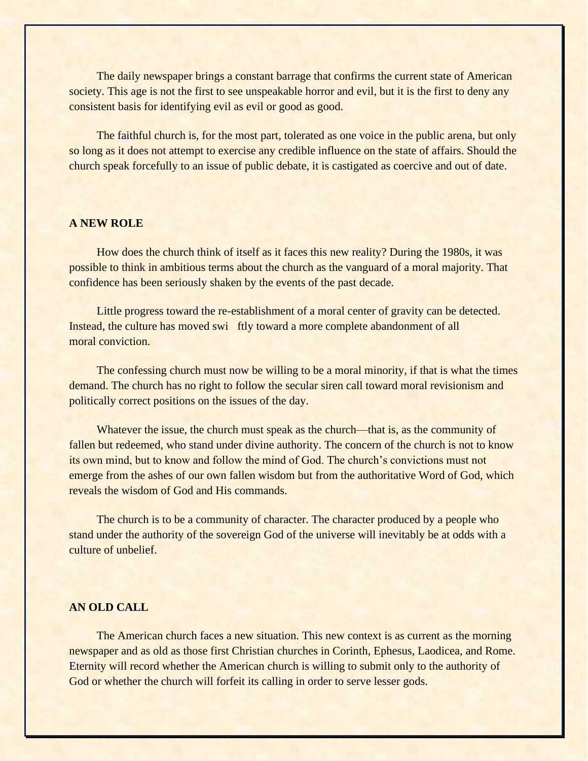The daily newspaper brings a constant barrage that confirms the current state of American society. This age is not the first to see unspeakable horror and evil, but it is the first to deny any consistent basis for identifying evil as evil or good as good.

The faithful church is, for the most part, tolerated as one voice in the public arena, but only so long as it does not attempt to exercise any credible influence on the state of affairs. Should the church speak forcefully to an issue of public debate, it is castigated as coercive and out of date.

**A NEW ROLE**

How does the church think of itself as it faces this new reality? During the 1980s, it was possible to think in ambitious terms about the church as the vanguard of a moral majority. That confidence has been seriously shaken by the events of the past decade.

Little progress toward the re-establishment of a moral center of gravity can be detected. Instead, the culture has moved swiftly toward a more complete abandonment of all moral conviction.

The confessing church must now be willing to be a moral minority, if that is what the times demand. The church has no right to follow the secular siren call toward moral revisionism and politically correct positions on the issues of the day.

Whatever the issue, the church must speak as the church—that is, as the community of fallen but redeemed, who stand under divine authority. The concern of the church is not to know its own mind, but to know and follow the mind of God. The church's convictions must not emerge from the ashes of our own fallen wisdom but from the authoritative Word of God, which reveals the wisdom of God and His commands.

The church is to be a community of character. The character produced by a people who stand under the authority of the sovereign God of the universe will inevitably be at odds with a culture of unbelief.

**AN OLD CALL**

The American church faces a new situation. This new context is as current as the morning newspaper and as old as those first Christian churches in Corinth, Ephesus, Laodicea, and Rome. Eternity will record whether the American church is willing to submit only to the authority of God or whether the church will forfeit its calling in order to serve lesser gods.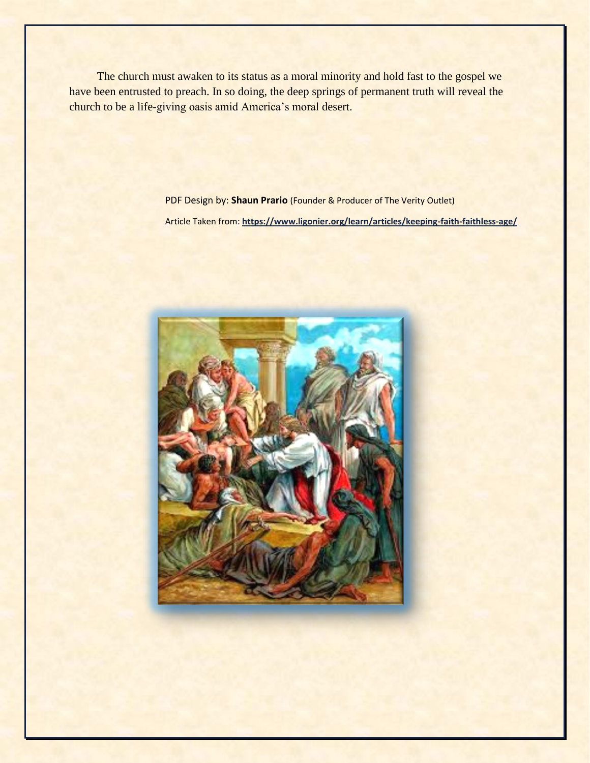The church must awaken to its status as a moral minority and hold fast to the gospel we have been entrusted to preach. In so doing, the deep springs of permanent truth will reveal the church to be a life-giving oasis amid America's moral desert.

PDF Design by: **Shaun Prario** (Founder & Producer of The Verity Outlet)

Article Taken from: **https://www.ligonier.org/learn/articles/keeping-faith-faithless-age/**